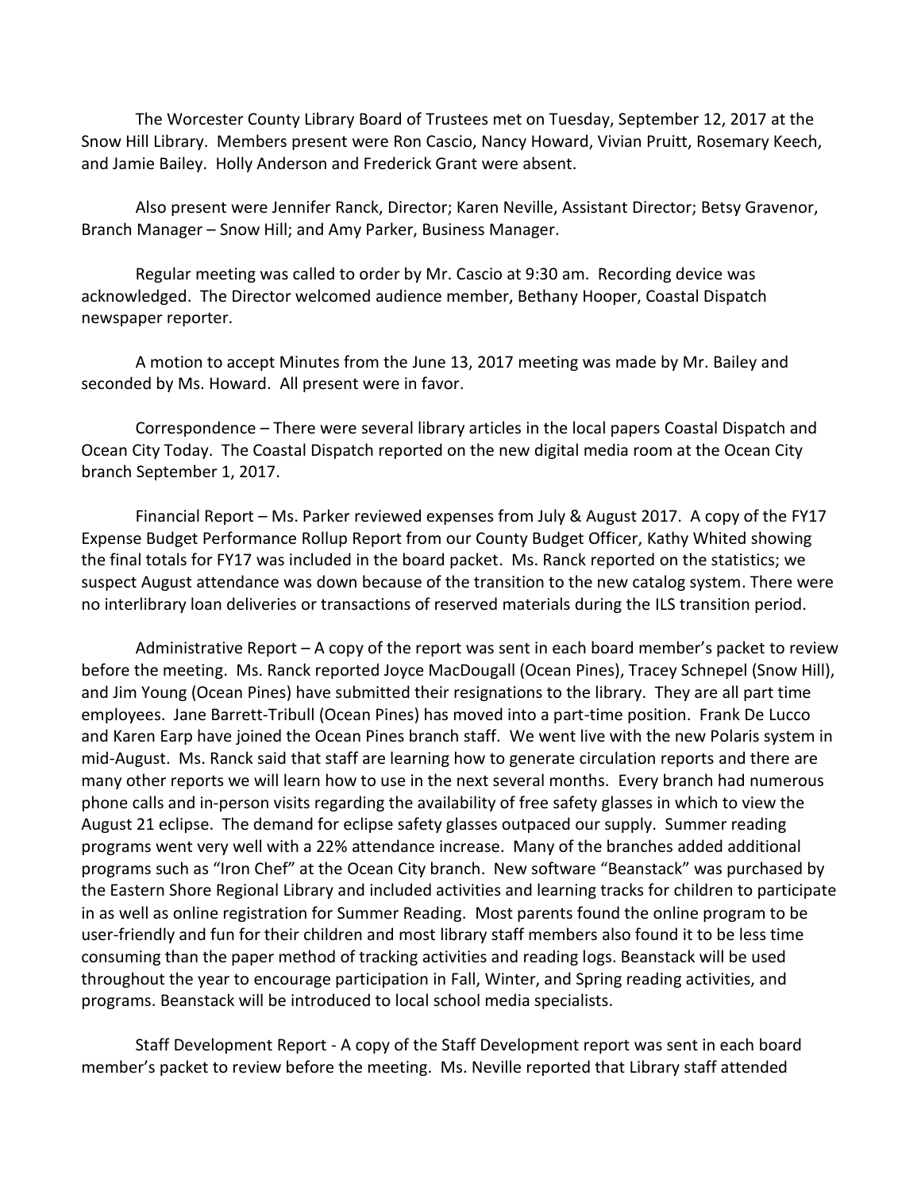The Worcester County Library Board of Trustees met on Tuesday, September 12, 2017 at the Snow Hill Library. Members present were Ron Cascio, Nancy Howard, Vivian Pruitt, Rosemary Keech, and Jamie Bailey. Holly Anderson and Frederick Grant were absent.

Also present were Jennifer Ranck, Director; Karen Neville, Assistant Director; Betsy Gravenor, Branch Manager – Snow Hill; and Amy Parker, Business Manager.

Regular meeting was called to order by Mr. Cascio at 9:30 am. Recording device was acknowledged. The Director welcomed audience member, Bethany Hooper, Coastal Dispatch newspaper reporter.

A motion to accept Minutes from the June 13, 2017 meeting was made by Mr. Bailey and seconded by Ms. Howard. All present were in favor.

Correspondence – There were several library articles in the local papers Coastal Dispatch and Ocean City Today. The Coastal Dispatch reported on the new digital media room at the Ocean City branch September 1, 2017.

Financial Report – Ms. Parker reviewed expenses from July & August 2017. A copy of the FY17 Expense Budget Performance Rollup Report from our County Budget Officer, Kathy Whited showing the final totals for FY17 was included in the board packet. Ms. Ranck reported on the statistics; we suspect August attendance was down because of the transition to the new catalog system. There were no interlibrary loan deliveries or transactions of reserved materials during the ILS transition period.

Administrative Report – A copy of the report was sent in each board member's packet to review before the meeting. Ms. Ranck reported Joyce MacDougall (Ocean Pines), Tracey Schnepel (Snow Hill), and Jim Young (Ocean Pines) have submitted their resignations to the library. They are all part time employees. Jane Barrett-Tribull (Ocean Pines) has moved into a part-time position. Frank De Lucco and Karen Earp have joined the Ocean Pines branch staff. We went live with the new Polaris system in mid-August. Ms. Ranck said that staff are learning how to generate circulation reports and there are many other reports we will learn how to use in the next several months. Every branch had numerous phone calls and in-person visits regarding the availability of free safety glasses in which to view the August 21 eclipse. The demand for eclipse safety glasses outpaced our supply. Summer reading programs went very well with a 22% attendance increase. Many of the branches added additional programs such as "Iron Chef" at the Ocean City branch. New software "Beanstack" was purchased by the Eastern Shore Regional Library and included activities and learning tracks for children to participate in as well as online registration for Summer Reading. Most parents found the online program to be user-friendly and fun for their children and most library staff members also found it to be less time consuming than the paper method of tracking activities and reading logs. Beanstack will be used throughout the year to encourage participation in Fall, Winter, and Spring reading activities, and programs. Beanstack will be introduced to local school media specialists.

Staff Development Report - A copy of the Staff Development report was sent in each board member's packet to review before the meeting. Ms. Neville reported that Library staff attended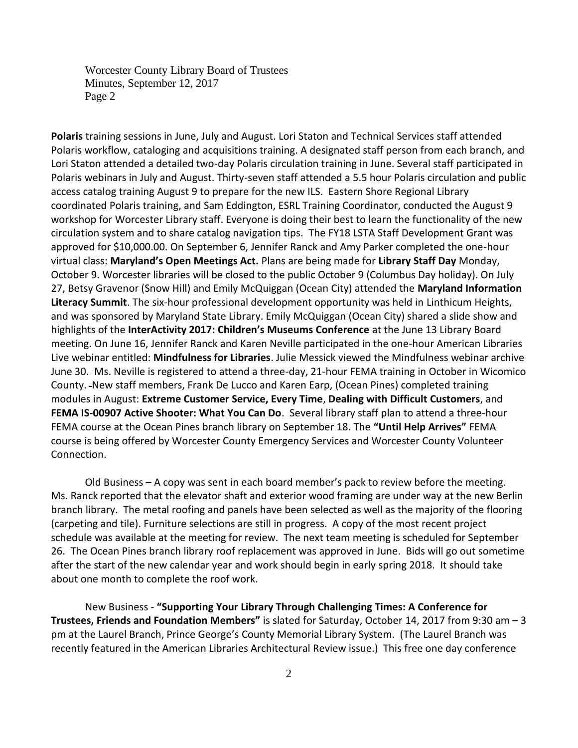**Polaris** training sessions in June, July and August. Lori Staton and Technical Services staff attended Polaris workflow, cataloging and acquisitions training. A designated staff person from each branch, and Lori Staton attended a detailed two-day Polaris circulation training in June. Several staff participated in Polaris webinars in July and August. Thirty-seven staff attended a 5.5 hour Polaris circulation and public access catalog training August 9 to prepare for the new ILS. Eastern Shore Regional Library coordinated Polaris training, and Sam Eddington, ESRL Training Coordinator, conducted the August 9 workshop for Worcester Library staff. Everyone is doing their best to learn the functionality of the new circulation system and to share catalog navigation tips. The FY18 LSTA Staff Development Grant was approved for $10,000.00. On September 6, Jennifer Ranck and Amy Parker completed the one-hour virtual class: **Maryland's Open Meetings Act.** Plans are being made for **Library Staff Day** Monday, October 9. Worcester libraries will be closed to the public October 9 (Columbus Day holiday). On July 27, Betsy Gravenor (Snow Hill) and Emily McQuiggan (Ocean City) attended the **Maryland Information Literacy Summit**. The six-hour professional development opportunity was held in Linthicum Heights, and was sponsored by Maryland State Library. Emily McQuiggan (Ocean City) shared a slide show and highlights of the **InterActivity 2017: Children's Museums Conference** at the June 13 Library Board meeting. On June 16, Jennifer Ranck and Karen Neville participated in the one-hour American Libraries Live webinar entitled: **Mindfulness for Libraries**. Julie Messick viewed the Mindfulness webinar archive June 30. Ms. Neville is registered to attend a three-day, 21-hour FEMA training in October in Wicomico County. New staff members, Frank De Lucco and Karen Earp, (Ocean Pines) completed training modules in August: **Extreme Customer Service, Every Time**, **Dealing with Difficult Customers**, and **FEMA IS-00907 Active Shooter: What You Can Do**. Several library staff plan to attend a three-hour FEMA course at the Ocean Pines branch library on September 18. The **"Until Help Arrives"** FEMA course is being offered by Worcester County Emergency Services and Worcester County Volunteer Connection.

Old Business – A copy was sent in each board member's pack to review before the meeting. Ms. Ranck reported that the elevator shaft and exterior wood framing are under way at the new Berlin branch library. The metal roofing and panels have been selected as well as the majority of the flooring (carpeting and tile). Furniture selections are still in progress. A copy of the most recent project schedule was available at the meeting for review. The next team meeting is scheduled for September 26. The Ocean Pines branch library roof replacement was approved in June. Bids will go out sometime after the start of the new calendar year and work should begin in early spring 2018. It should take about one month to complete the roof work.

New Business - **"Supporting Your Library Through Challenging Times: A Conference for Trustees, Friends and Foundation Members"** is slated for Saturday, October 14, 2017 from 9:30 am – 3 pm at the Laurel Branch, Prince George's County Memorial Library System. (The Laurel Branch was recently featured in the American Libraries Architectural Review issue.) This free one day conference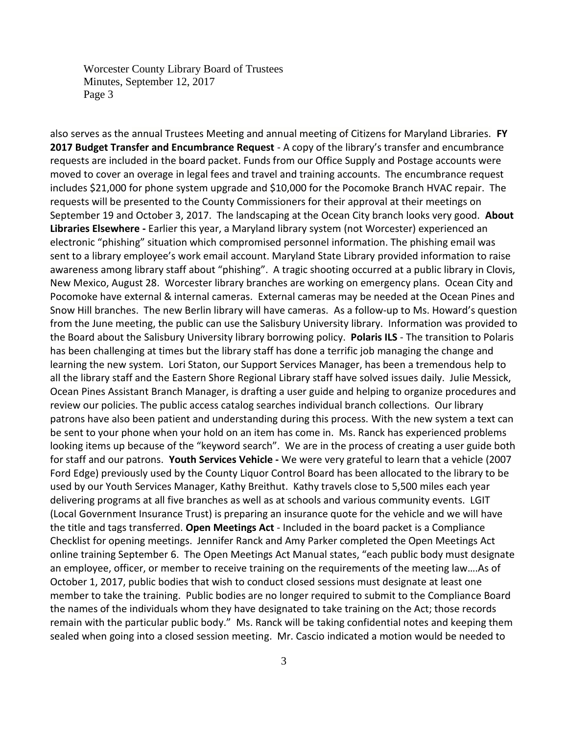also serves as the annual Trustees Meeting and annual meeting of Citizens for Maryland Libraries. **FY 2017 Budget Transfer and Encumbrance Request** - A copy of the library's transfer and encumbrance requests are included in the board packet. Funds from our Office Supply and Postage accounts were moved to cover an overage in legal fees and travel and training accounts. The encumbrance request includes $21,000 for phone system upgrade and $10,000 for the Pocomoke Branch HVAC repair. The requests will be presented to the County Commissioners for their approval at their meetings on September 19 and October 3, 2017. The landscaping at the Ocean City branch looks very good. **About Libraries Elsewhere -** Earlier this year, a Maryland library system (not Worcester) experienced an electronic "phishing" situation which compromised personnel information. The phishing email was sent to a library employee's work email account. Maryland State Library provided information to raise awareness among library staff about "phishing". A tragic shooting occurred at a public library in Clovis, New Mexico, August 28. Worcester library branches are working on emergency plans. Ocean City and Pocomoke have external & internal cameras. External cameras may be needed at the Ocean Pines and Snow Hill branches. The new Berlin library will have cameras. As a follow-up to Ms. Howard's question from the June meeting, the public can use the Salisbury University library. Information was provided to the Board about the Salisbury University library borrowing policy. **Polaris ILS** - The transition to Polaris has been challenging at times but the library staff has done a terrific job managing the change and learning the new system. Lori Staton, our Support Services Manager, has been a tremendous help to all the library staff and the Eastern Shore Regional Library staff have solved issues daily. Julie Messick, Ocean Pines Assistant Branch Manager, is drafting a user guide and helping to organize procedures and review our policies. The public access catalog searches individual branch collections. Our library patrons have also been patient and understanding during this process. With the new system a text can be sent to your phone when your hold on an item has come in. Ms. Ranck has experienced problems looking items up because of the "keyword search". We are in the process of creating a user guide both for staff and our patrons. **Youth Services Vehicle -** We were very grateful to learn that a vehicle (2007 Ford Edge) previously used by the County Liquor Control Board has been allocated to the library to be used by our Youth Services Manager, Kathy Breithut. Kathy travels close to 5,500 miles each year delivering programs at all five branches as well as at schools and various community events. LGIT (Local Government Insurance Trust) is preparing an insurance quote for the vehicle and we will have the title and tags transferred. **Open Meetings Act** - Included in the board packet is a Compliance Checklist for opening meetings. Jennifer Ranck and Amy Parker completed the Open Meetings Act online training September 6. The Open Meetings Act Manual states, "each public body must designate an employee, officer, or member to receive training on the requirements of the meeting law….As of October 1, 2017, public bodies that wish to conduct closed sessions must designate at least one member to take the training. Public bodies are no longer required to submit to the Compliance Board the names of the individuals whom they have designated to take training on the Act; those records remain with the particular public body." Ms. Ranck will be taking confidential notes and keeping them sealed when going into a closed session meeting. Mr. Cascio indicated a motion would be needed to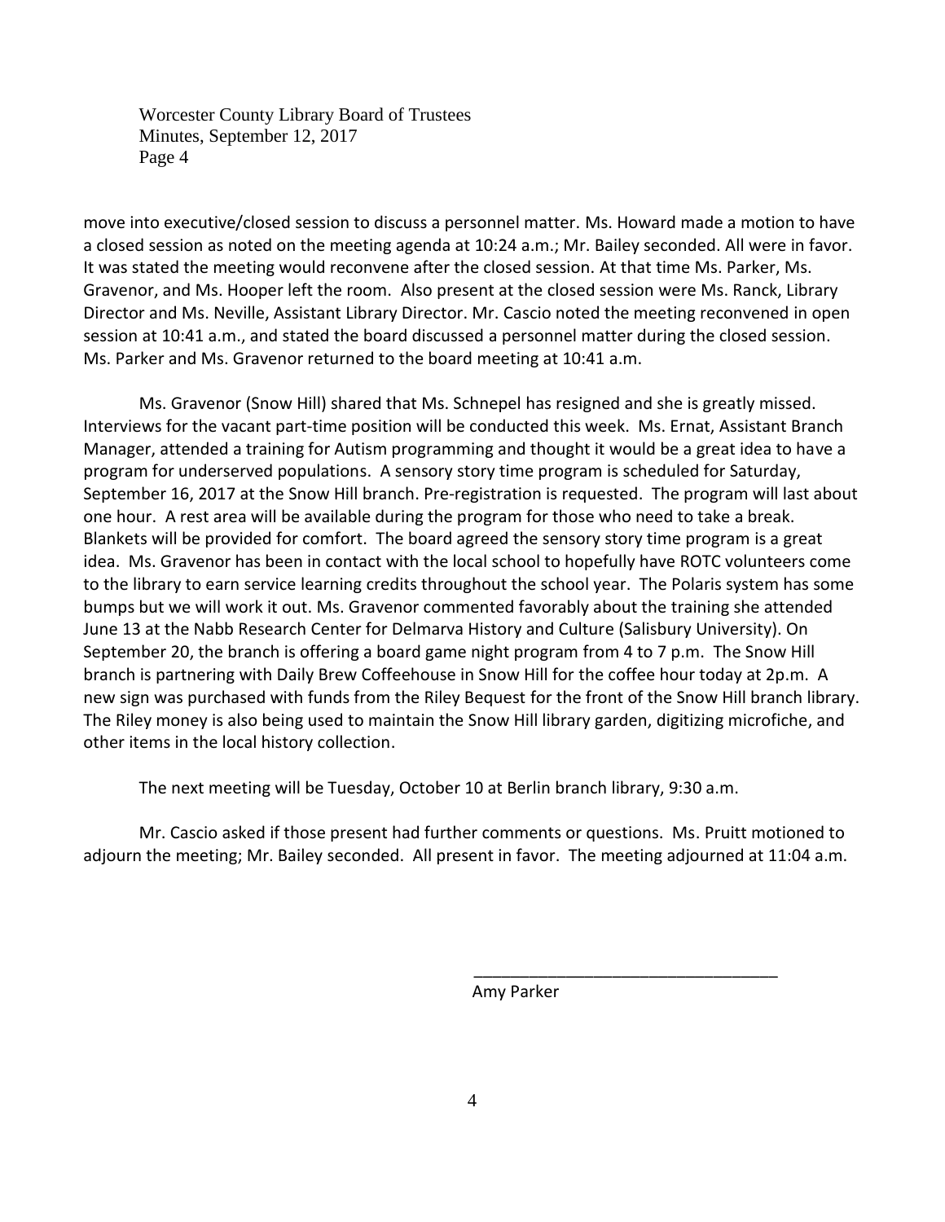move into executive/closed session to discuss a personnel matter. Ms. Howard made a motion to have a closed session as noted on the meeting agenda at 10:24 a.m.; Mr. Bailey seconded. All were in favor. It was stated the meeting would reconvene after the closed session. At that time Ms. Parker, Ms. Gravenor, and Ms. Hooper left the room. Also present at the closed session were Ms. Ranck, Library Director and Ms. Neville, Assistant Library Director. Mr. Cascio noted the meeting reconvened in open session at 10:41 a.m., and stated the board discussed a personnel matter during the closed session. Ms. Parker and Ms. Gravenor returned to the board meeting at 10:41 a.m.

Ms. Gravenor (Snow Hill) shared that Ms. Schnepel has resigned and she is greatly missed. Interviews for the vacant part-time position will be conducted this week. Ms. Ernat, Assistant Branch Manager, attended a training for Autism programming and thought it would be a great idea to have a program for underserved populations. A sensory story time program is scheduled for Saturday, September 16, 2017 at the Snow Hill branch. Pre-registration is requested. The program will last about one hour. A rest area will be available during the program for those who need to take a break. Blankets will be provided for comfort. The board agreed the sensory story time program is a great idea. Ms. Gravenor has been in contact with the local school to hopefully have ROTC volunteers come to the library to earn service learning credits throughout the school year. The Polaris system has some bumps but we will work it out. Ms. Gravenor commented favorably about the training she attended June 13 at the Nabb Research Center for Delmarva History and Culture (Salisbury University). On September 20, the branch is offering a board game night program from 4 to 7 p.m. The Snow Hill branch is partnering with Daily Brew Coffeehouse in Snow Hill for the coffee hour today at 2p.m. A new sign was purchased with funds from the Riley Bequest for the front of the Snow Hill branch library. The Riley money is also being used to maintain the Snow Hill library garden, digitizing microfiche, and other items in the local history collection.

The next meeting will be Tuesday, October 10 at Berlin branch library, 9:30 a.m.

Mr. Cascio asked if those present had further comments or questions. Ms. Pruitt motioned to adjourn the meeting; Mr. Bailey seconded. All present in favor. The meeting adjourned at 11:04 a.m.

\_\_\_\_\_\_\_\_\_\_\_\_\_\_\_\_\_\_\_\_\_\_\_\_\_\_\_\_\_\_\_\_\_\_

Amy Parker